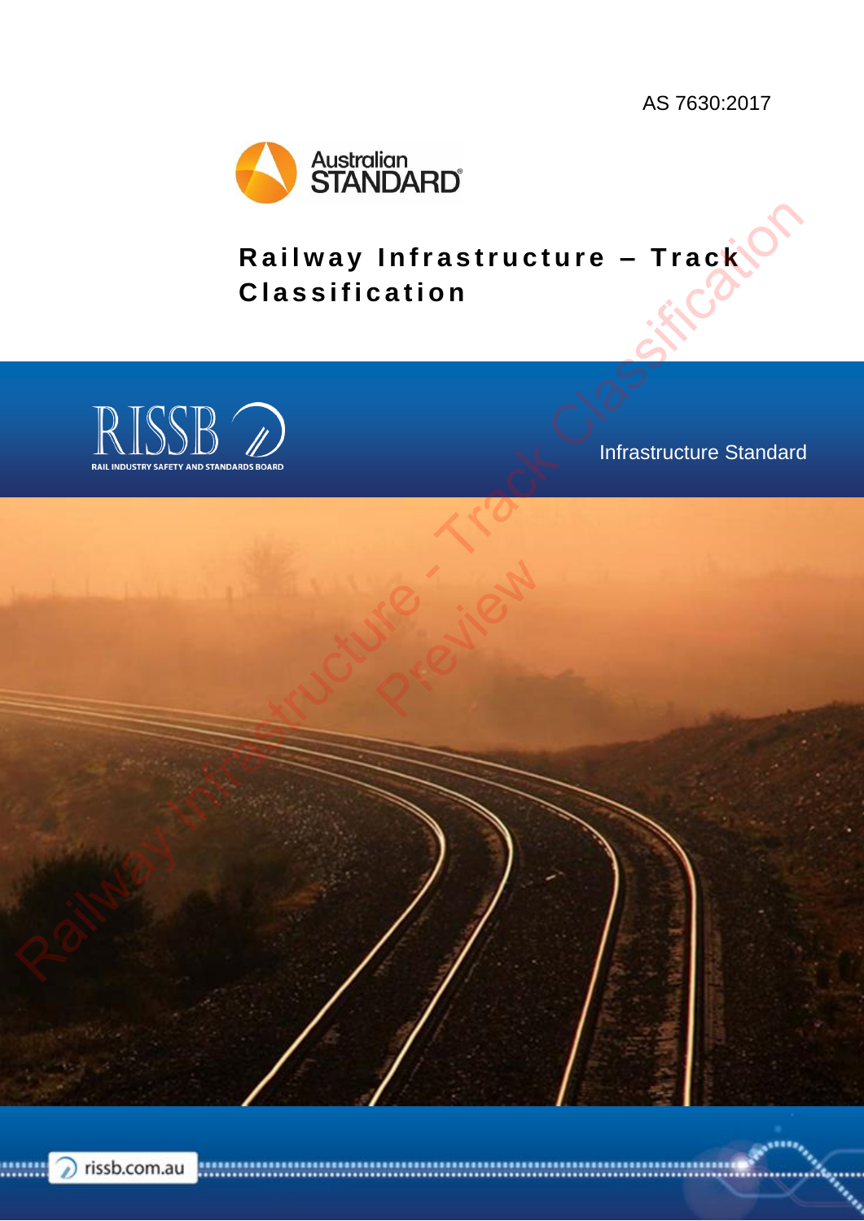AS 7630:2017

Australian STANDARD

# Railway Infrastructure – Track Classification

RISSB

RAIL INDUSTRY SAFETY AND STANDARDS BOARD

Infrastructure Standard

rissb.com.au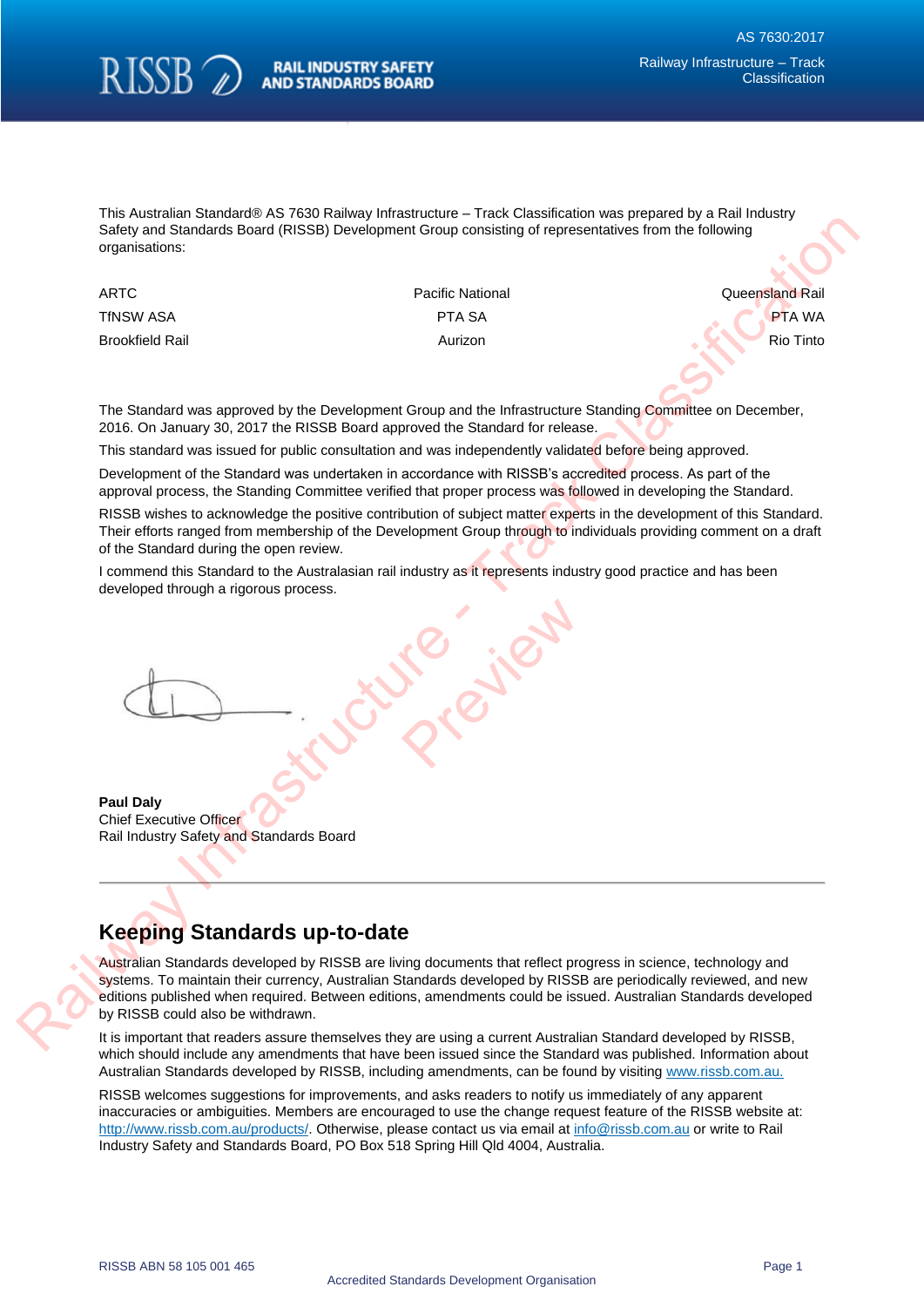This Australian Standard® AS 7630 Railway Infrastructure – Track Classification was prepared by a Rail Industry Safety and Standards Board (RISSB) Development Group consisting of representatives from the following organisations:

| | | |
|---|---|---|
| ARTC | Pacific National | Queensland Rail |
| TfNSW ASA | PTA SA | PTA WA |
| Brookfield Rail | Aurizon | Rio Tinto |

The Standard was approved by the Development Group and the Infrastructure Standing Committee on December, 2016. On January 30, 2017 the RISSB Board approved the Standard for release.

This standard was issued for public consultation and was independently validated before being approved.

Development of the Standard was undertaken in accordance with RISSB's accredited process. As part of the approval process, the Standing Committee verified that proper process was followed in developing the Standard.

RISSB wishes to acknowledge the positive contribution of subject matter experts in the development of this Standard. Their efforts ranged from membership of the Development Group through to individuals providing comment on a draft of the Standard during the open review.

I commend this Standard to the Australasian rail industry as it represents industry good practice and has been developed through a rigorous process.

**Paul Daly**
Chief Executive Officer
Rail Industry Safety and Standards Board

## Keeping Standards up-to-date

Australian Standards developed by RISSB are living documents that reflect progress in science, technology and systems. To maintain their currency, Australian Standards developed by RISSB are periodically reviewed, and new editions published when required. Between editions, amendments could be issued. Australian Standards developed by RISSB could also be withdrawn.

It is important that readers assure themselves they are using a current Australian Standard developed by RISSB, which should include any amendments that have been issued since the Standard was published. Information about Australian Standards developed by RISSB, including amendments, can be found by visiting www.rissb.com.au.

RISSB welcomes suggestions for improvements, and asks readers to notify us immediately of any apparent inaccuracies or ambiguities. Members are encouraged to use the change request feature of the RISSB website at: http://www.rissb.com.au/products/. Otherwise, please contact us via email at info@rissb.com.au or write to Rail Industry Safety and Standards Board, PO Box 518 Spring Hill Qld 4004, Australia.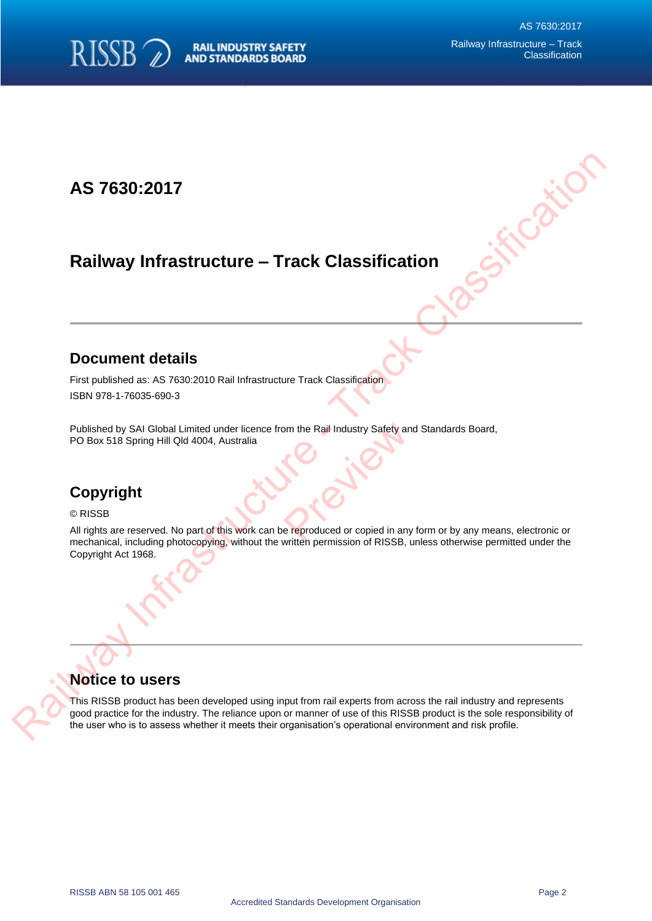# AS 7630:2017

# Railway Infrastructure – Track Classification

## Document details

First published as: AS 7630:2010 Rail Infrastructure Track Classification

ISBN 978-1-76035-690-3

Published by SAI Global Limited under licence from the Rail Industry Safety and Standards Board,
PO Box 518 Spring Hill Qld 4004, Australia

## Copyright

© RISSB

All rights are reserved. No part of this work can be reproduced or copied in any form or by any means, electronic or mechanical, including photocopying, without the written permission of RISSB, unless otherwise permitted under the Copyright Act 1968.

## Notice to users

This RISSB product has been developed using input from rail experts from across the rail industry and represents good practice for the industry. The reliance upon or manner of use of this RISSB product is the sole responsibility of the user who is to assess whether it meets their organisation's operational environment and risk profile.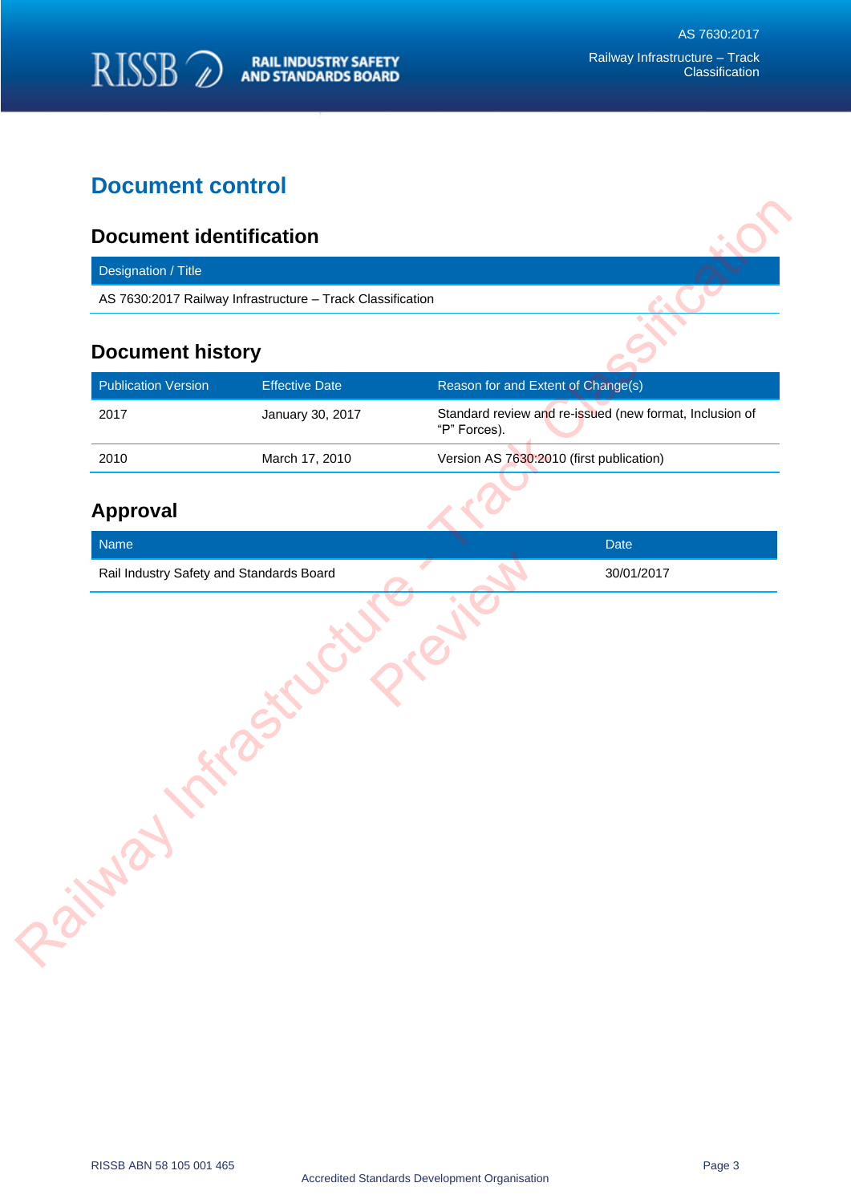# Document control

## Document identification

| Designation / Title |
|---|
| AS 7630:2017 Railway Infrastructure – Track Classification |

## Document history

| Publication Version | Effective Date | Reason for and Extent of Change(s) |
|---|---|---|
| 2017 | January 30, 2017 | Standard review and re-issued (new format, Inclusion of "P" Forces). |
| 2010 | March 17, 2010 | Version AS 7630:2010 (first publication) |

## Approval

| Name | Date |
|---|---|
| Rail Industry Safety and Standards Board | 30/01/2017 |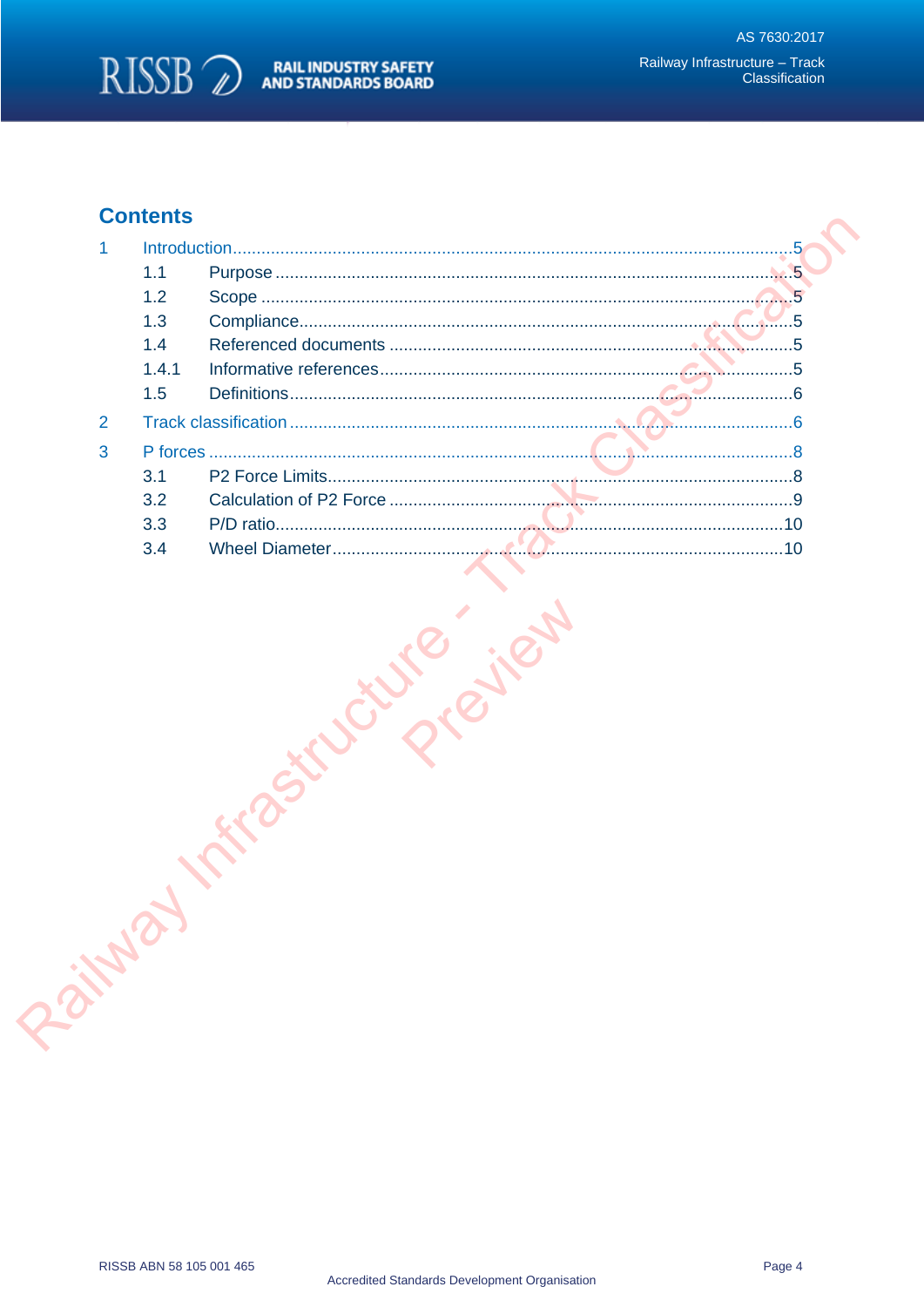## Contents

1 Introduction....................................................................................................................5
- 1.1 Purpose .......................................................................................................................5
- 1.2 Scope ..........................................................................................................................5
- 1.3 Compliance..................................................................................................................5
- 1.4 Referenced documents ...............................................................................................5
- 1.4.1 Informative references................................................................................................5
- 1.5 Definitions....................................................................................................................6

2 Track classification ........................................................................................................6

3 P forces ...........................................................................................................................8
- 3.1 P2 Force Limits............................................................................................................8
- 3.2 Calculation of P2 Force ...............................................................................................9
- 3.3 P/D ratio.....................................................................................................................10
- 3.4 Wheel Diameter..........................................................................................................10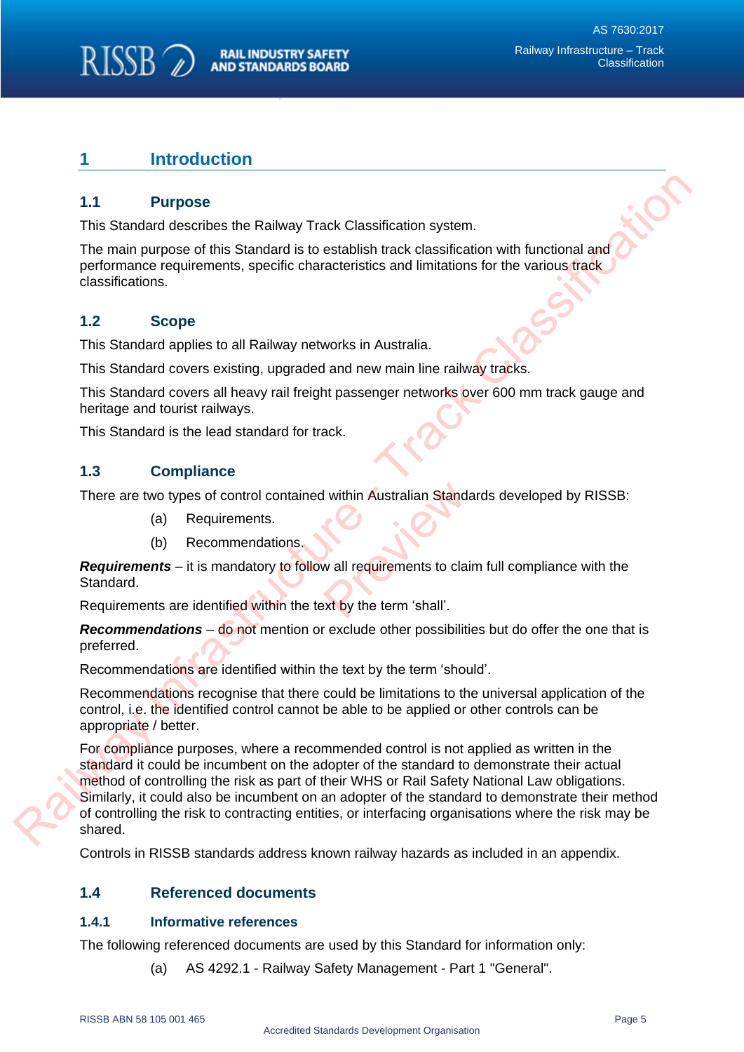# 1 Introduction

## 1.1 Purpose

This Standard describes the Railway Track Classification system.

The main purpose of this Standard is to establish track classification with functional and performance requirements, specific characteristics and limitations for the various track classifications.

## 1.2 Scope

This Standard applies to all Railway networks in Australia.

This Standard covers existing, upgraded and new main line railway tracks.

This Standard covers all heavy rail freight passenger networks over 600 mm track gauge and heritage and tourist railways.

This Standard is the lead standard for track.

## 1.3 Compliance

There are two types of control contained within Australian Standards developed by RISSB:

(a) Requirements.

(b) Recommendations.

***Requirements*** – it is mandatory to follow all requirements to claim full compliance with the Standard.

Requirements are identified within the text by the term 'shall'.

***Recommendations*** – do not mention or exclude other possibilities but do offer the one that is preferred.

Recommendations are identified within the text by the term 'should'.

Recommendations recognise that there could be limitations to the universal application of the control, i.e. the identified control cannot be able to be applied or other controls can be appropriate / better.

For compliance purposes, where a recommended control is not applied as written in the standard it could be incumbent on the adopter of the standard to demonstrate their actual method of controlling the risk as part of their WHS or Rail Safety National Law obligations. Similarly, it could also be incumbent on an adopter of the standard to demonstrate their method of controlling the risk to contracting entities, or interfacing organisations where the risk may be shared.

Controls in RISSB standards address known railway hazards as included in an appendix.

## 1.4 Referenced documents

### 1.4.1 Informative references

The following referenced documents are used by this Standard for information only:

(a) AS 4292.1 - Railway Safety Management - Part 1 "General".